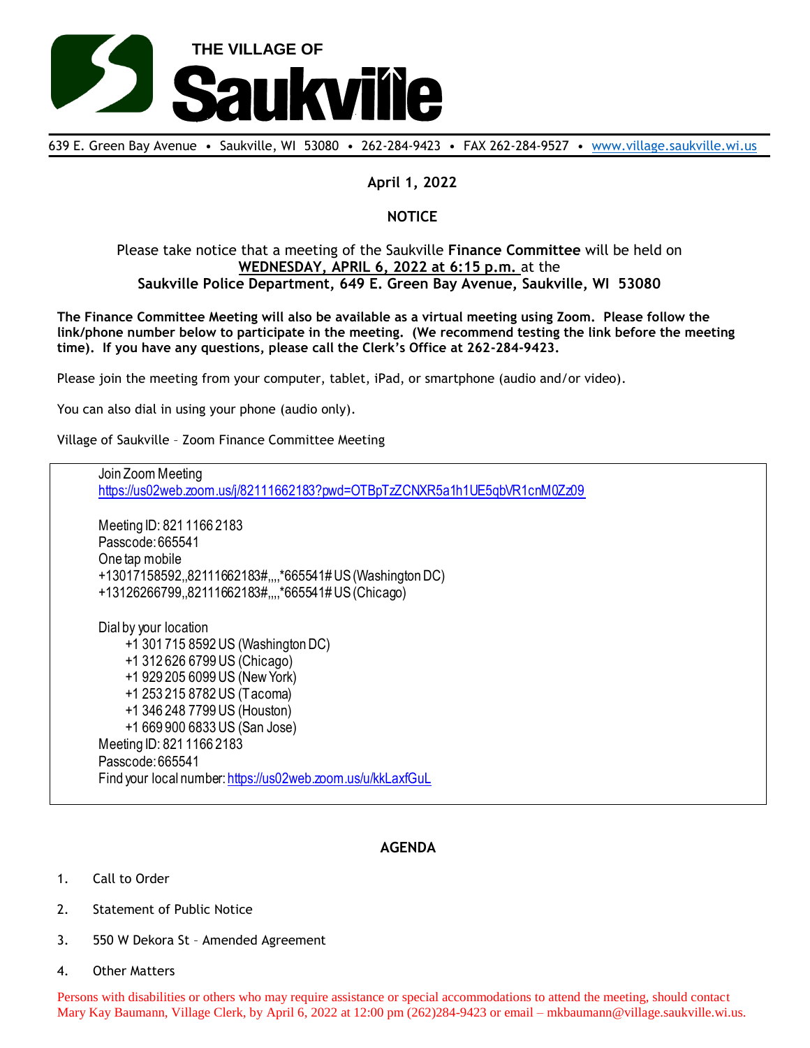# THE VILLAGE OF Saukville

639 E. Green Bay Avenue • Saukville, WI 53080 • 262-284-9423 • FAX 262-284-9527 • www.village.saukville.wi.us

**April 1, 2022**

**NOTICE**

Please take notice that a meeting of the Saukville **Finance Committee** will be held on **WEDNESDAY, APRIL 6, 2022 at 6:15 p.m.** at the **Saukville Police Department, 649 E. Green Bay Avenue, Saukville, WI 53080**

**The Finance Committee Meeting will also be available as a virtual meeting using Zoom. Please follow the link/phone number below to participate in the meeting. (We recommend testing the link before the meeting time). If you have any questions, please call the Clerk's Office at 262-284-9423.**

Please join the meeting from your computer, tablet, iPad, or smartphone (audio and/or video).

You can also dial in using your phone (audio only).

Village of Saukville – Zoom Finance Committee Meeting

Join Zoom Meeting
https://us02web.zoom.us/j/82111662183?pwd=OTBpTzZCNXR5a1h1UE5qbVR1cnM0Zz09

Meeting ID: 821 1166 2183
Passcode: 665541
One tap mobile
+13017158592,,82111662183#,,,,*665541# US (Washington DC)
+13126266799,,82111662183#,,,,*665541# US (Chicago)

Dial by your location
- +1 301 715 8592 US (Washington DC)
- +1 312 626 6799 US (Chicago)
- +1 929 205 6099 US (New York)
- +1 253 215 8782 US (Tacoma)
- +1 346 248 7799 US (Houston)
- +1 669 900 6833 US (San Jose)

Meeting ID: 821 1166 2183
Passcode: 665541
Find your local number: https://us02web.zoom.us/u/kkLaxfGuL

## AGENDA

1. Call to Order
2. Statement of Public Notice
3. 550 W Dekora St – Amended Agreement
4. Other Matters

Persons with disabilities or others who may require assistance or special accommodations to attend the meeting, should contact Mary Kay Baumann, Village Clerk, by April 6, 2022 at 12:00 pm (262)284-9423 or email – mkbaumann@village.saukville.wi.us.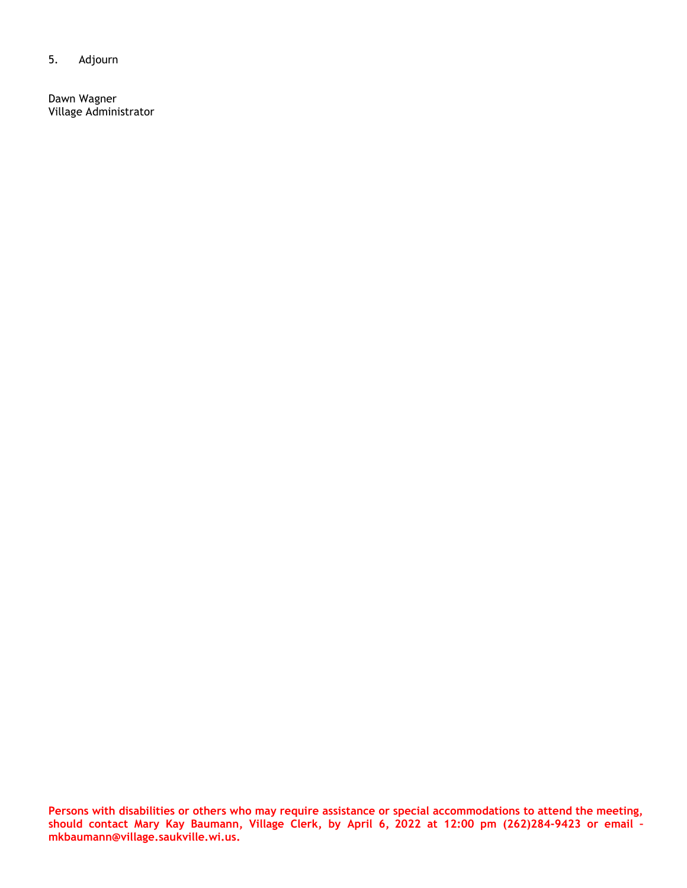5. Adjourn

Dawn Wagner
Village Administrator

**Persons with disabilities or others who may require assistance or special accommodations to attend the meeting, should contact Mary Kay Baumann, Village Clerk, by April 6, 2022 at 12:00 pm (262)284-9423 or email – mkbaumann@village.saukville.wi.us.**